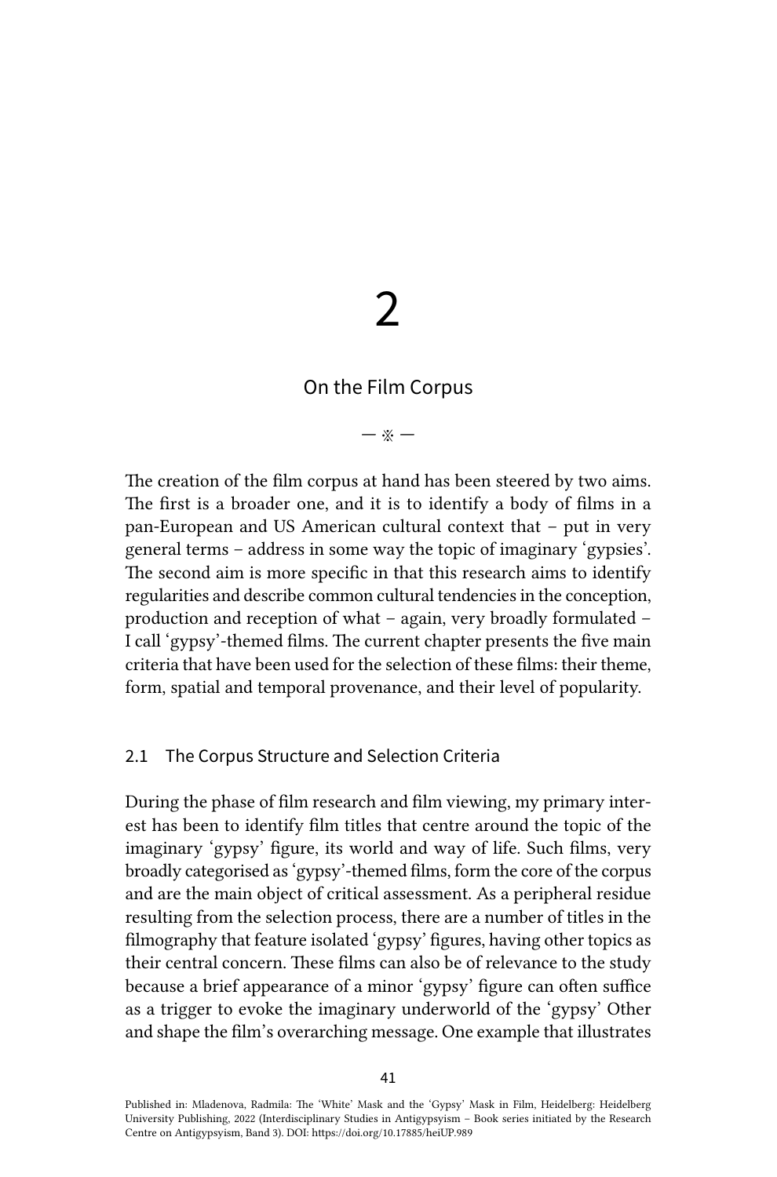# 2

## On the Film Corpus

— ※ —

The creation of the film corpus at hand has been steered by two aims. The first is a broader one, and it is to identify a body of films in a pan-European and US American cultural context that – put in very general terms – address in some way the topic of imaginary 'gypsies'. The second aim is more specific in that this research aims to identify regularities and describe common cultural tendencies in the conception, production and reception of what – again, very broadly formulated – I call 'gypsy'-themed films. The current chapter presents the five main criteria that have been used for the selection of these films: their theme, form, spatial and temporal provenance, and their level of popularity.

### 2.1 The Corpus Structure and Selection Criteria

During the phase of film research and film viewing, my primary interest has been to identify film titles that centre around the topic of the imaginary 'gypsy' figure, its world and way of life. Such films, very broadly categorised as 'gypsy'-themed films, form the core of the corpus and are the main object of critical assessment. As a peripheral residue resulting from the selection process, there are a number of titles in the filmography that feature isolated 'gypsy' figures, having other topics as their central concern. These films can also be of relevance to the study because a brief appearance of a minor 'gypsy' figure can often suffice as a trigger to evoke the imaginary underworld of the 'gypsy' Other and shape the film's overarching message. One example that illustrates

Published in: Mladenova, Radmila: The 'White' Mask and the 'Gypsy' Mask in Film, Heidelberg: Heidelberg University Publishing, 2022 (Interdisciplinary Studies in Antigypsyism – Book series initiated by the Research Centre on Antigypsyism, Band 3). DOI: https://doi.org/10.17885/heiUP.989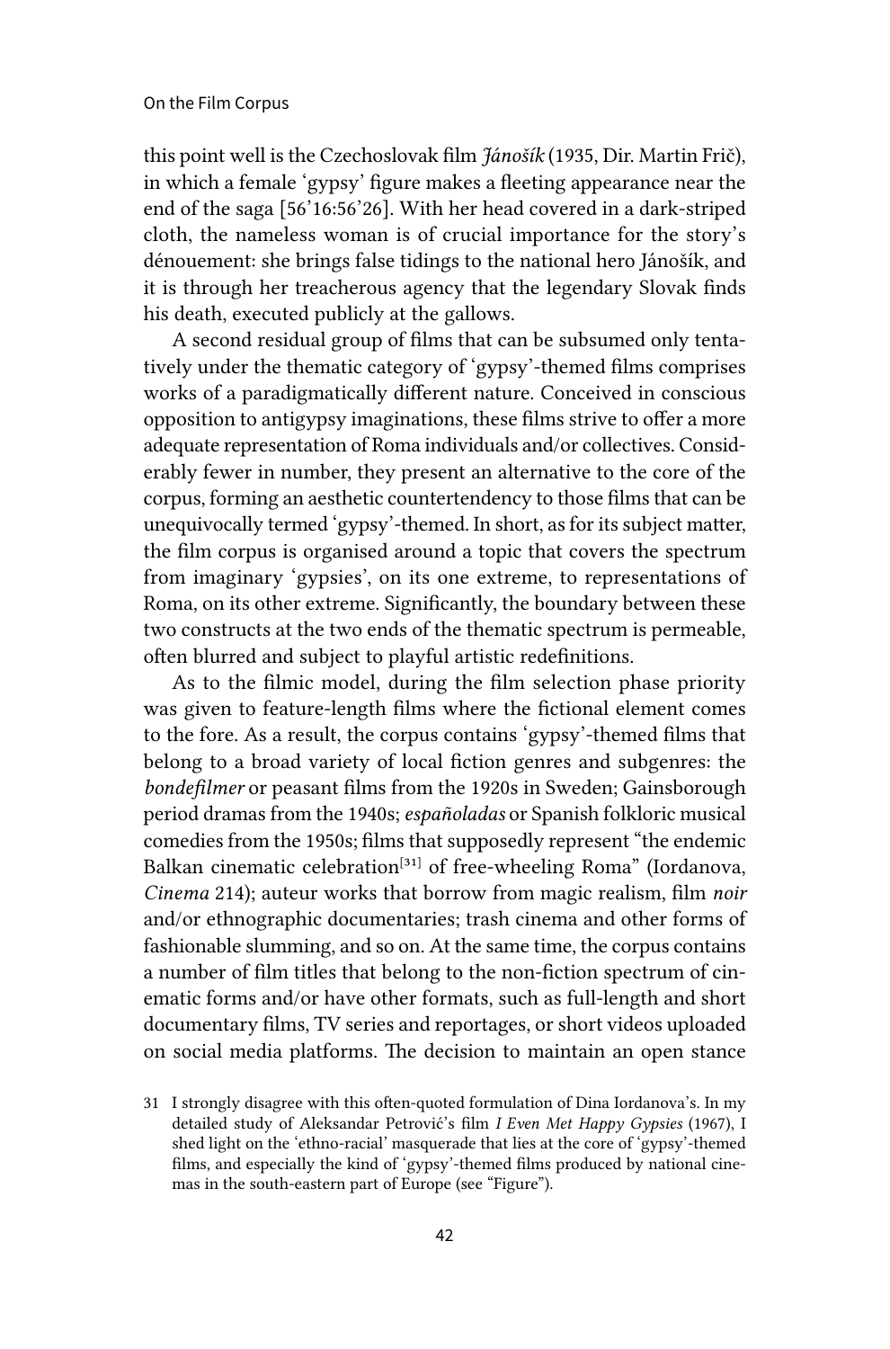this point well is the Czechoslovak film *Jánošík* (1935, Dir. Martin Frič), in which a female 'gypsy' figure makes a fleeting appearance near the end of the saga [56'16:56'26]. With her head covered in a dark-striped cloth, the nameless woman is of crucial importance for the story's dénouement: she brings false tidings to the national hero Jánošík, and it is through her treacherous agency that the legendary Slovak finds his death, executed publicly at the gallows.

A second residual group of films that can be subsumed only tentatively under the thematic category of 'gypsy'-themed films comprises works of a paradigmatically different nature. Conceived in conscious opposition to antigypsy imaginations, these films strive to offer a more adequate representation of Roma individuals and/or collectives. Considerably fewer in number, they present an alternative to the core of the corpus, forming an aesthetic countertendency to those films that can be unequivocally termed 'gypsy'-themed. In short, as for its subject matter, the film corpus is organised around a topic that covers the spectrum from imaginary 'gypsies', on its one extreme, to representations of Roma, on its other extreme. Significantly, the boundary between these two constructs at the two ends of the thematic spectrum is permeable, often blurred and subject to playful artistic redefinitions.

As to the filmic model, during the film selection phase priority was given to feature-length films where the fictional element comes to the fore. As a result, the corpus contains 'gypsy'-themed films that belong to a broad variety of local fiction genres and subgenres: the *bondefilmer* or peasant films from the 1920s in Sweden; Gainsborough period dramas from the 1940s; *españoladas* or Spanish folkloric musical comedies from the 1950s; films that supposedly represent "the endemic Balkan cinematic celebration[31] of free-wheeling Roma" (Iordanova, *Cinema* 214); auteur works that borrow from magic realism, film *noir* and/or ethnographic documentaries; trash cinema and other forms of fashionable slumming, and so on. At the same time, the corpus contains a number of film titles that belong to the non-fiction spectrum of cinematic forms and/or have other formats, such as full-length and short documentary films, TV series and reportages, or short videos uploaded on social media platforms. The decision to maintain an open stance

31 I strongly disagree with this often-quoted formulation of Dina Iordanova's. In my detailed study of Aleksandar Petrović's film *I Even Met Happy Gypsies* (1967), I shed light on the 'ethno-racial' masquerade that lies at the core of 'gypsy'-themed films, and especially the kind of 'gypsy'-themed films produced by national cinemas in the south-eastern part of Europe (see "Figure").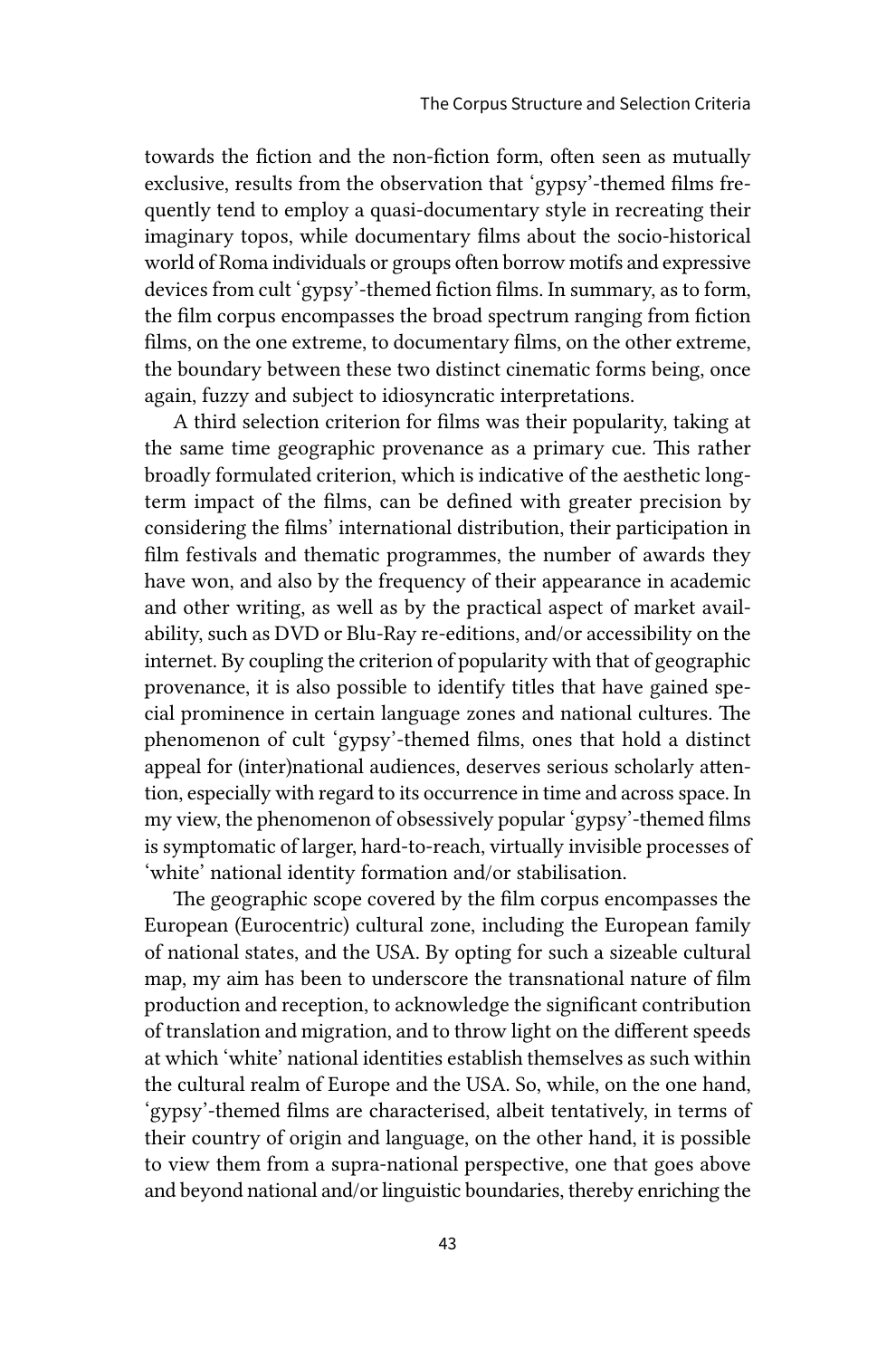towards the fiction and the non-fiction form, often seen as mutually exclusive, results from the observation that 'gypsy'-themed films frequently tend to employ a quasi-documentary style in recreating their imaginary topos, while documentary films about the socio-historical world of Roma individuals or groups often borrow motifs and expressive devices from cult 'gypsy'-themed fiction films. In summary, as to form, the film corpus encompasses the broad spectrum ranging from fiction films, on the one extreme, to documentary films, on the other extreme, the boundary between these two distinct cinematic forms being, once again, fuzzy and subject to idiosyncratic interpretations.

A third selection criterion for films was their popularity, taking at the same time geographic provenance as a primary cue. This rather broadly formulated criterion, which is indicative of the aesthetic long-term impact of the films, can be defined with greater precision by considering the films' international distribution, their participation in film festivals and thematic programmes, the number of awards they have won, and also by the frequency of their appearance in academic and other writing, as well as by the practical aspect of market availability, such as DVD or Blu-Ray re-editions, and/or accessibility on the internet. By coupling the criterion of popularity with that of geographic provenance, it is also possible to identify titles that have gained special prominence in certain language zones and national cultures. The phenomenon of cult 'gypsy'-themed films, ones that hold a distinct appeal for (inter)national audiences, deserves serious scholarly attention, especially with regard to its occurrence in time and across space. In my view, the phenomenon of obsessively popular 'gypsy'-themed films is symptomatic of larger, hard-to-reach, virtually invisible processes of 'white' national identity formation and/or stabilisation.

The geographic scope covered by the film corpus encompasses the European (Eurocentric) cultural zone, including the European family of national states, and the USA. By opting for such a sizeable cultural map, my aim has been to underscore the transnational nature of film production and reception, to acknowledge the significant contribution of translation and migration, and to throw light on the different speeds at which 'white' national identities establish themselves as such within the cultural realm of Europe and the USA. So, while, on the one hand, 'gypsy'-themed films are characterised, albeit tentatively, in terms of their country of origin and language, on the other hand, it is possible to view them from a supra-national perspective, one that goes above and beyond national and/or linguistic boundaries, thereby enriching the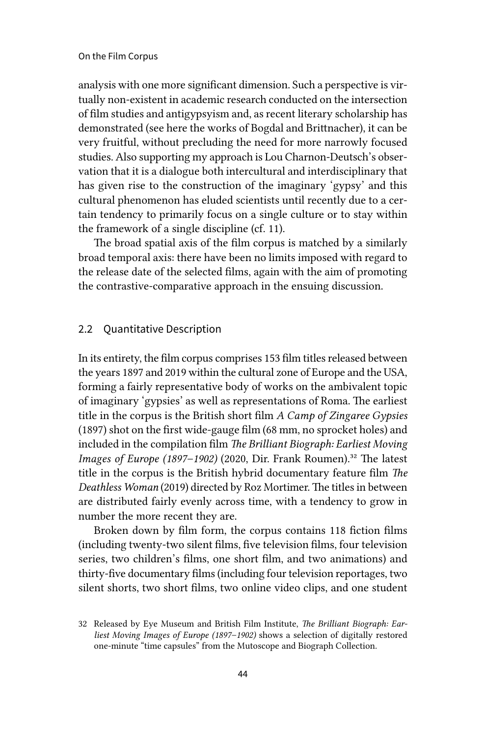analysis with one more significant dimension. Such a perspective is virtually non-existent in academic research conducted on the intersection of film studies and antigypsyism and, as recent literary scholarship has demonstrated (see here the works of Bogdal and Brittnacher), it can be very fruitful, without precluding the need for more narrowly focused studies. Also supporting my approach is Lou Charnon-Deutsch's observation that it is a dialogue both intercultural and interdisciplinary that has given rise to the construction of the imaginary 'gypsy' and this cultural phenomenon has eluded scientists until recently due to a certain tendency to primarily focus on a single culture or to stay within the framework of a single discipline (cf. 11).

The broad spatial axis of the film corpus is matched by a similarly broad temporal axis: there have been no limits imposed with regard to the release date of the selected films, again with the aim of promoting the contrastive-comparative approach in the ensuing discussion.

## 2.2 Quantitative Description

In its entirety, the film corpus comprises 153 film titles released between the years 1897 and 2019 within the cultural zone of Europe and the USA, forming a fairly representative body of works on the ambivalent topic of imaginary 'gypsies' as well as representations of Roma. The earliest title in the corpus is the British short film *A Camp of Zingaree Gypsies* (1897) shot on the first wide-gauge film (68 mm, no sprocket holes) and included in the compilation film *The Brilliant Biograph: Earliest Moving Images of Europe (1897–1902)* (2020, Dir. Frank Roumen).[32] The latest title in the corpus is the British hybrid documentary feature film *The Deathless Woman* (2019) directed by Roz Mortimer. The titles in between are distributed fairly evenly across time, with a tendency to grow in number the more recent they are.

Broken down by film form, the corpus contains 118 fiction films (including twenty-two silent films, five television films, four television series, two children's films, one short film, and two animations) and thirty-five documentary films (including four television reportages, two silent shorts, two short films, two online video clips, and one student

32 Released by Eye Museum and British Film Institute, *The Brilliant Biograph: Earliest Moving Images of Europe (1897–1902)* shows a selection of digitally restored one-minute "time capsules" from the Mutoscope and Biograph Collection.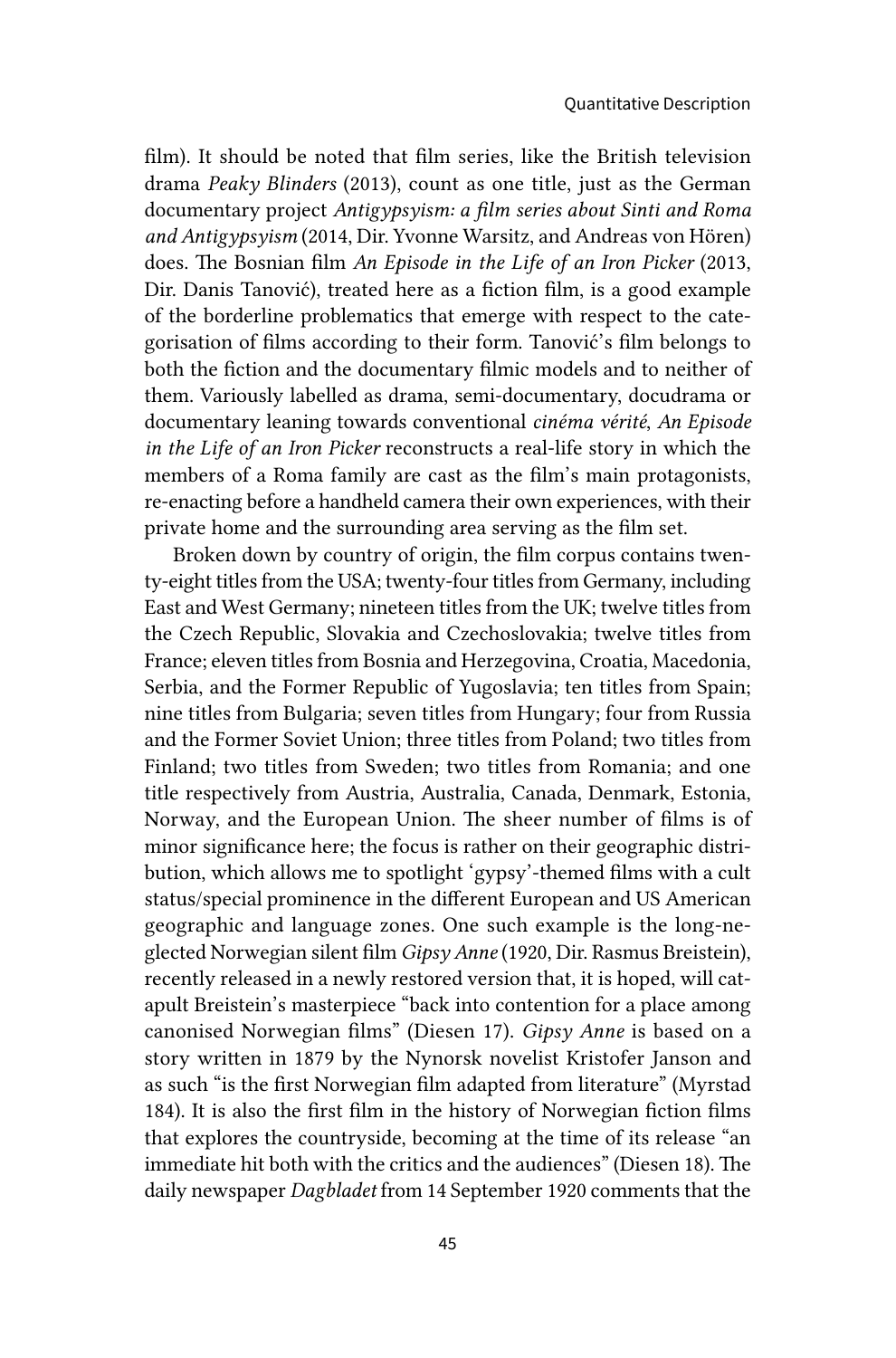film). It should be noted that film series, like the British television drama *Peaky Blinders* (2013), count as one title, just as the German documentary project *Antigypsyism: a film series about Sinti and Roma and Antigypsyism* (2014, Dir. Yvonne Warsitz, and Andreas von Hören) does. The Bosnian film *An Episode in the Life of an Iron Picker* (2013, Dir. Danis Tanović), treated here as a fiction film, is a good example of the borderline problematics that emerge with respect to the categorisation of films according to their form. Tanović's film belongs to both the fiction and the documentary filmic models and to neither of them. Variously labelled as drama, semi-documentary, docudrama or documentary leaning towards conventional *cinéma vérité*, *An Episode in the Life of an Iron Picker* reconstructs a real-life story in which the members of a Roma family are cast as the film's main protagonists, re-enacting before a handheld camera their own experiences, with their private home and the surrounding area serving as the film set.

Broken down by country of origin, the film corpus contains twenty-eight titles from the USA; twenty-four titles from Germany, including East and West Germany; nineteen titles from the UK; twelve titles from the Czech Republic, Slovakia and Czechoslovakia; twelve titles from France; eleven titles from Bosnia and Herzegovina, Croatia, Macedonia, Serbia, and the Former Republic of Yugoslavia; ten titles from Spain; nine titles from Bulgaria; seven titles from Hungary; four from Russia and the Former Soviet Union; three titles from Poland; two titles from Finland; two titles from Sweden; two titles from Romania; and one title respectively from Austria, Australia, Canada, Denmark, Estonia, Norway, and the European Union. The sheer number of films is of minor significance here; the focus is rather on their geographic distribution, which allows me to spotlight 'gypsy'-themed films with a cult status/special prominence in the different European and US American geographic and language zones. One such example is the long-neglected Norwegian silent film *Gipsy Anne* (1920, Dir. Rasmus Breistein), recently released in a newly restored version that, it is hoped, will catapult Breistein's masterpiece "back into contention for a place among canonised Norwegian films" (Diesen 17). *Gipsy Anne* is based on a story written in 1879 by the Nynorsk novelist Kristofer Janson and as such "is the first Norwegian film adapted from literature" (Myrstad 184). It is also the first film in the history of Norwegian fiction films that explores the countryside, becoming at the time of its release "an immediate hit both with the critics and the audiences" (Diesen 18). The daily newspaper *Dagbladet* from 14 September 1920 comments that the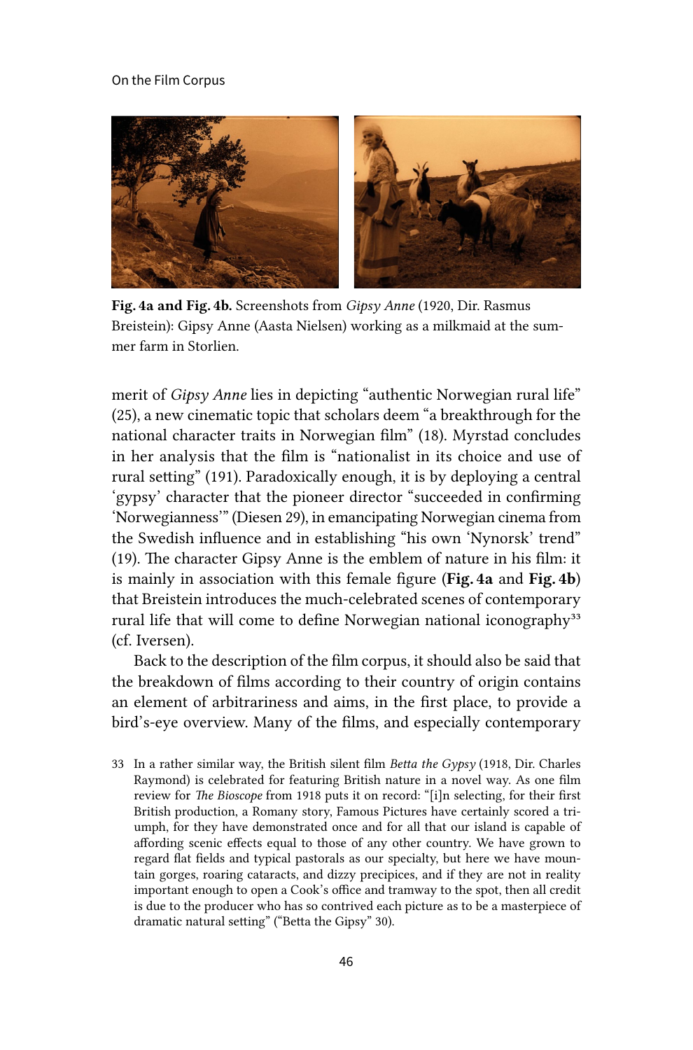**Fig. 4a and Fig. 4b.** Screenshots from *Gipsy Anne* (1920, Dir. Rasmus Breistein): Gipsy Anne (Aasta Nielsen) working as a milkmaid at the summer farm in Storlien.

merit of *Gipsy Anne* lies in depicting "authentic Norwegian rural life" (25), a new cinematic topic that scholars deem "a breakthrough for the national character traits in Norwegian film" (18). Myrstad concludes in her analysis that the film is "nationalist in its choice and use of rural setting" (191). Paradoxically enough, it is by deploying a central 'gypsy' character that the pioneer director "succeeded in confirming 'Norwegianness'" (Diesen 29), in emancipating Norwegian cinema from the Swedish influence and in establishing "his own 'Nynorsk' trend" (19). The character Gipsy Anne is the emblem of nature in his film: it is mainly in association with this female figure (**Fig. 4a** and **Fig. 4b**) that Breistein introduces the much-celebrated scenes of contemporary rural life that will come to define Norwegian national iconography[33] (cf. Iversen).

Back to the description of the film corpus, it should also be said that the breakdown of films according to their country of origin contains an element of arbitrariness and aims, in the first place, to provide a bird's-eye overview. Many of the films, and especially contemporary

33 In a rather similar way, the British silent film *Betta the Gypsy* (1918, Dir. Charles Raymond) is celebrated for featuring British nature in a novel way. As one film review for *The Bioscope* from 1918 puts it on record: "[i]n selecting, for their first British production, a Romany story, Famous Pictures have certainly scored a triumph, for they have demonstrated once and for all that our island is capable of affording scenic effects equal to those of any other country. We have grown to regard flat fields and typical pastorals as our specialty, but here we have mountain gorges, roaring cataracts, and dizzy precipices, and if they are not in reality important enough to open a Cook's office and tramway to the spot, then all credit is due to the producer who has so contrived each picture as to be a masterpiece of dramatic natural setting" ("Betta the Gipsy" 30).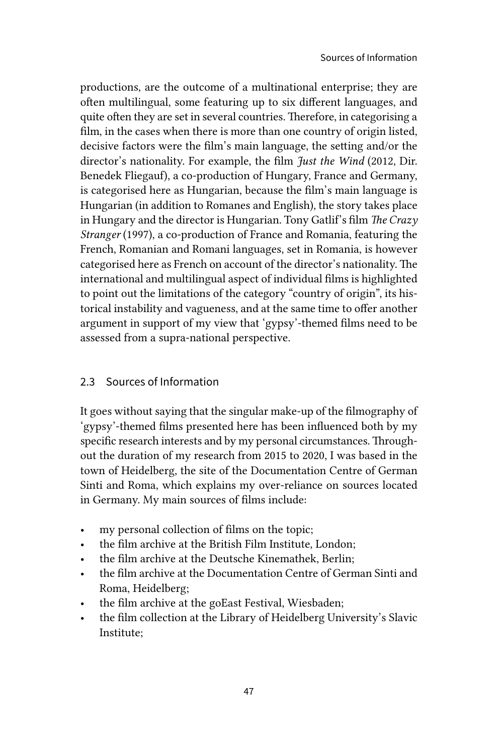productions, are the outcome of a multinational enterprise; they are often multilingual, some featuring up to six different languages, and quite often they are set in several countries. Therefore, in categorising a film, in the cases when there is more than one country of origin listed, decisive factors were the film's main language, the setting and/or the director's nationality. For example, the film *Just the Wind* (2012, Dir. Benedek Fliegauf), a co-production of Hungary, France and Germany, is categorised here as Hungarian, because the film's main language is Hungarian (in addition to Romanes and English), the story takes place in Hungary and the director is Hungarian. Tony Gatlif's film *The Crazy Stranger* (1997), a co-production of France and Romania, featuring the French, Romanian and Romani languages, set in Romania, is however categorised here as French on account of the director's nationality. The international and multilingual aspect of individual films is highlighted to point out the limitations of the category "country of origin", its historical instability and vagueness, and at the same time to offer another argument in support of my view that 'gypsy'-themed films need to be assessed from a supra-national perspective.

## 2.3 Sources of Information

It goes without saying that the singular make-up of the filmography of 'gypsy'-themed films presented here has been influenced both by my specific research interests and by my personal circumstances. Throughout the duration of my research from 2015 to 2020, I was based in the town of Heidelberg, the site of the Documentation Centre of German Sinti and Roma, which explains my over-reliance on sources located in Germany. My main sources of films include:

- my personal collection of films on the topic;
- the film archive at the British Film Institute, London;
- the film archive at the Deutsche Kinemathek, Berlin;
- the film archive at the Documentation Centre of German Sinti and Roma, Heidelberg;
- the film archive at the goEast Festival, Wiesbaden;
- the film collection at the Library of Heidelberg University's Slavic Institute;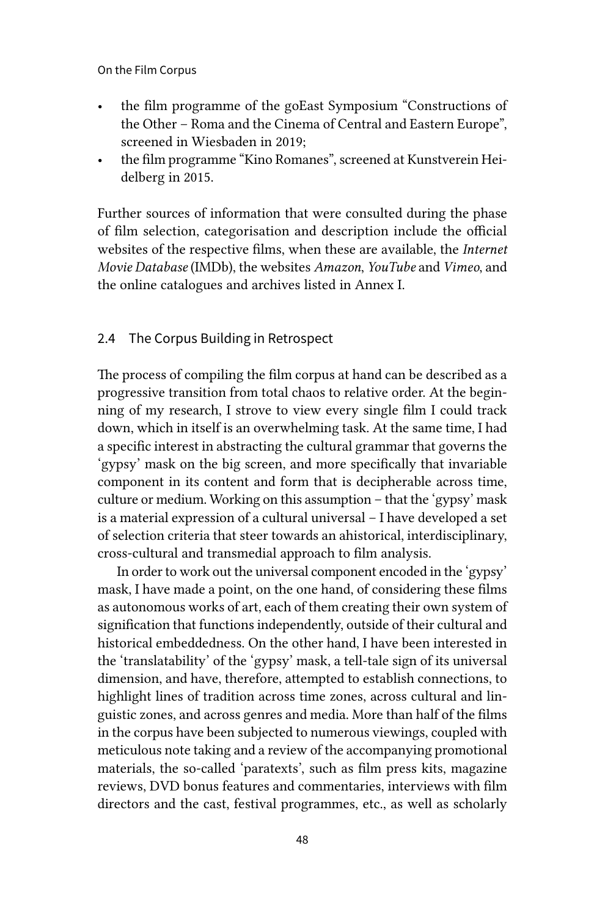- the film programme of the goEast Symposium "Constructions of the Other – Roma and the Cinema of Central and Eastern Europe", screened in Wiesbaden in 2019;
- the film programme "Kino Romanes", screened at Kunstverein Heidelberg in 2015.

Further sources of information that were consulted during the phase of film selection, categorisation and description include the official websites of the respective films, when these are available, the *Internet Movie Database* (IMDb), the websites *Amazon*, *YouTube* and *Vimeo*, and the online catalogues and archives listed in Annex I.

## 2.4 The Corpus Building in Retrospect

The process of compiling the film corpus at hand can be described as a progressive transition from total chaos to relative order. At the beginning of my research, I strove to view every single film I could track down, which in itself is an overwhelming task. At the same time, I had a specific interest in abstracting the cultural grammar that governs the 'gypsy' mask on the big screen, and more specifically that invariable component in its content and form that is decipherable across time, culture or medium. Working on this assumption – that the 'gypsy' mask is a material expression of a cultural universal – I have developed a set of selection criteria that steer towards an ahistorical, interdisciplinary, cross-cultural and transmedial approach to film analysis.

In order to work out the universal component encoded in the 'gypsy' mask, I have made a point, on the one hand, of considering these films as autonomous works of art, each of them creating their own system of signification that functions independently, outside of their cultural and historical embeddedness. On the other hand, I have been interested in the 'translatability' of the 'gypsy' mask, a tell-tale sign of its universal dimension, and have, therefore, attempted to establish connections, to highlight lines of tradition across time zones, across cultural and linguistic zones, and across genres and media. More than half of the films in the corpus have been subjected to numerous viewings, coupled with meticulous note taking and a review of the accompanying promotional materials, the so-called 'paratexts', such as film press kits, magazine reviews, DVD bonus features and commentaries, interviews with film directors and the cast, festival programmes, etc., as well as scholarly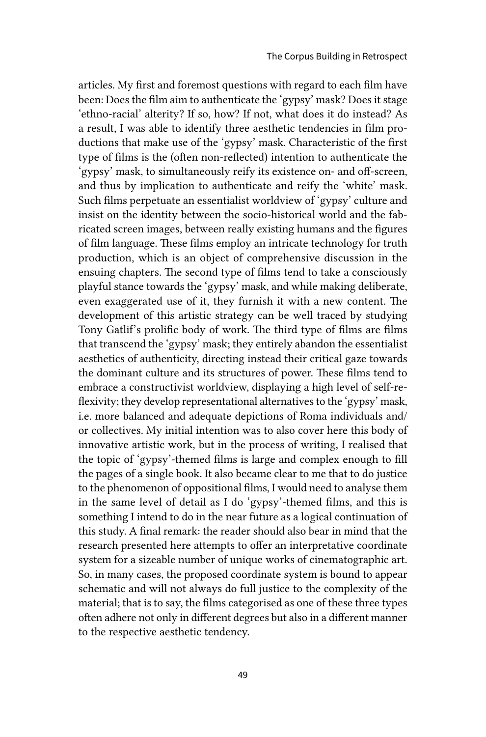articles. My first and foremost questions with regard to each film have been: Does the film aim to authenticate the 'gypsy' mask? Does it stage 'ethno-racial' alterity? If so, how? If not, what does it do instead? As a result, I was able to identify three aesthetic tendencies in film productions that make use of the 'gypsy' mask. Characteristic of the first type of films is the (often non-reflected) intention to authenticate the 'gypsy' mask, to simultaneously reify its existence on- and off-screen, and thus by implication to authenticate and reify the 'white' mask. Such films perpetuate an essentialist worldview of 'gypsy' culture and insist on the identity between the socio-historical world and the fabricated screen images, between really existing humans and the figures of film language. These films employ an intricate technology for truth production, which is an object of comprehensive discussion in the ensuing chapters. The second type of films tend to take a consciously playful stance towards the 'gypsy' mask, and while making deliberate, even exaggerated use of it, they furnish it with a new content. The development of this artistic strategy can be well traced by studying Tony Gatlif's prolific body of work. The third type of films are films that transcend the 'gypsy' mask; they entirely abandon the essentialist aesthetics of authenticity, directing instead their critical gaze towards the dominant culture and its structures of power. These films tend to embrace a constructivist worldview, displaying a high level of self-reflexivity; they develop representational alternatives to the 'gypsy' mask, i.e. more balanced and adequate depictions of Roma individuals and/or collectives. My initial intention was to also cover here this body of innovative artistic work, but in the process of writing, I realised that the topic of 'gypsy'-themed films is large and complex enough to fill the pages of a single book. It also became clear to me that to do justice to the phenomenon of oppositional films, I would need to analyse them in the same level of detail as I do 'gypsy'-themed films, and this is something I intend to do in the near future as a logical continuation of this study. A final remark: the reader should also bear in mind that the research presented here attempts to offer an interpretative coordinate system for a sizeable number of unique works of cinematographic art. So, in many cases, the proposed coordinate system is bound to appear schematic and will not always do full justice to the complexity of the material; that is to say, the films categorised as one of these three types often adhere not only in different degrees but also in a different manner to the respective aesthetic tendency.